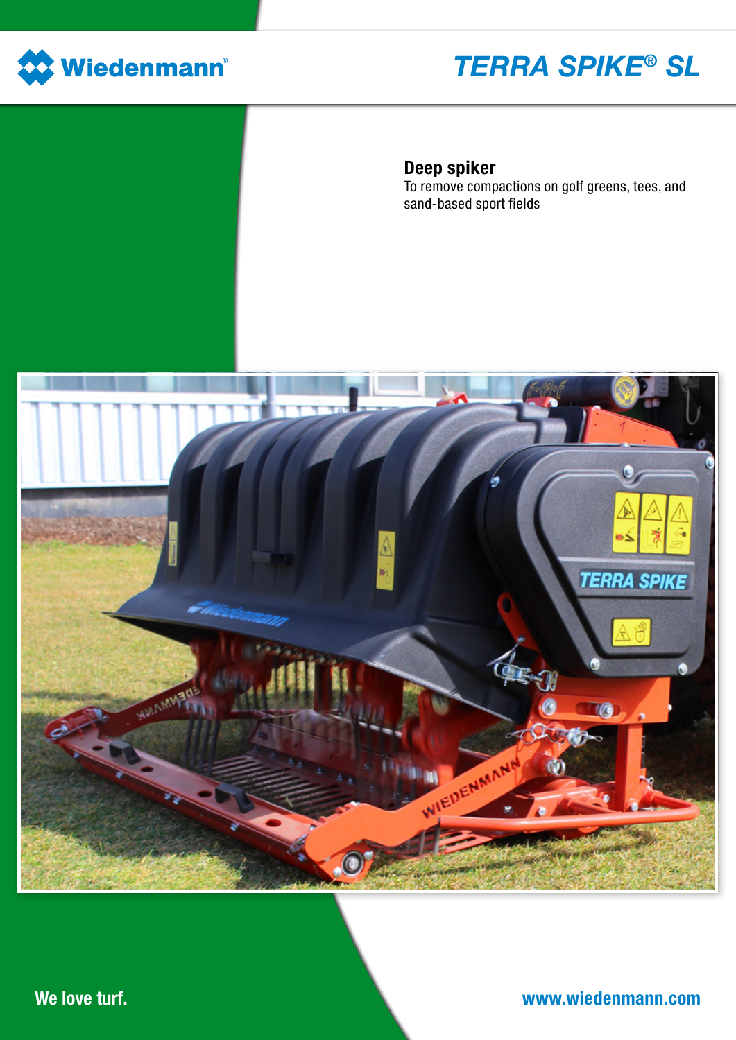Wiedenmann®

# TERRA SPIKE® SL

## Deep spiker

To remove compactions on golf greens, tees, and sand-based sport fields

We love turf.

www.wiedenmann.com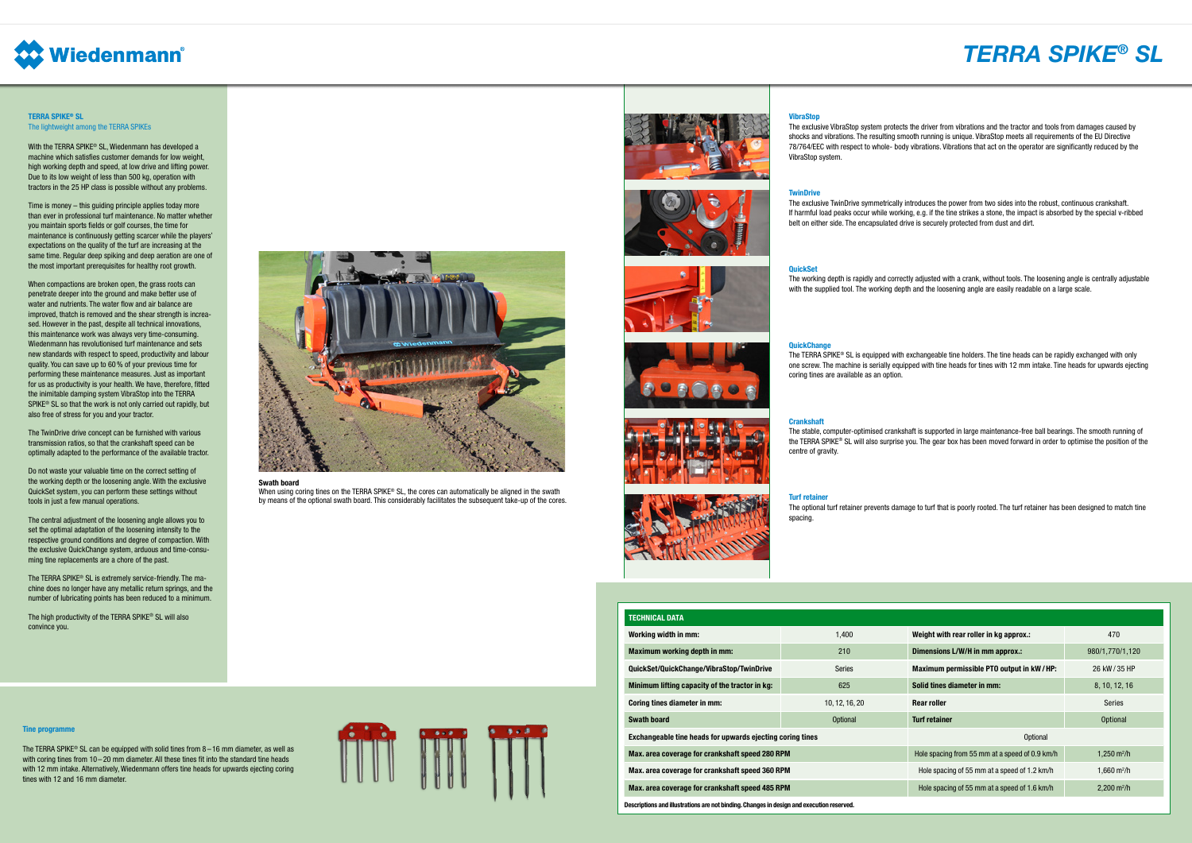# TERRA SPIKE® SL

**TERRA SPIKE® SL**
The lightweight among the TERRA SPIKEs

With the TERRA SPIKE® SL, Wiedenmann has developed a machine which satisfies customer demands for low weight, high working depth and speed, at low drive and lifting power. Due to its low weight of less than 500 kg, operation with tractors in the 25 HP class is possible without any problems.

Time is money – this guiding principle applies today more than ever in professional turf maintenance. No matter whether you maintain sports fields or golf courses, the time for maintenance is continuously getting scarcer while the players' expectations on the quality of the turf are increasing at the same time. Regular deep spiking and deep aeration are one of the most important prerequisites for healthy root growth.

When compactions are broken open, the grass roots can penetrate deeper into the ground and make better use of water and nutrients. The water flow and air balance are improved, thatch is removed and the shear strength is increased. However in the past, despite all technical innovations, this maintenance work was always very time-consuming. Wiedenmann has revolutionised turf maintenance and sets new standards with respect to speed, productivity and labour quality. You can save up to 60 % of your previous time for performing these maintenance measures. Just as important for us as productivity is your health. We have, therefore, fitted the inimitable damping system VibraStop into the TERRA SPIKE® SL so that the work is not only carried out rapidly, but also free of stress for you and your tractor.

The TwinDrive drive concept can be furnished with various transmission ratios, so that the crankshaft speed can be optimally adapted to the performance of the available tractor.

Do not waste your valuable time on the correct setting of the working depth or the loosening angle. With the exclusive QuickSet system, you can perform these settings without tools in just a few manual operations.

The central adjustment of the loosening angle allows you to set the optimal adaptation of the loosening intensity to the respective ground conditions and degree of compaction. With the exclusive QuickChange system, arduous and time-consuming tine replacements are a chore of the past.

The TERRA SPIKE® SL is extremely service-friendly. The machine does no longer have any metallic return springs, and the number of lubricating points has been reduced to a minimum.

The high productivity of the TERRA SPIKE® SL will also convince you.

**Swath board**
When using coring tines on the TERRA SPIKE® SL, the cores can automatically be aligned in the swath by means of the optional swath board. This considerably facilitates the subsequent take-up of the cores.

**VibraStop**
The exclusive VibraStop system protects the driver from vibrations and the tractor and tools from damages caused by shocks and vibrations. The resulting smooth running is unique. VibraStop meets all requirements of the EU Directive 78/764/EEC with respect to whole- body vibrations. Vibrations that act on the operator are significantly reduced by the VibraStop system.

**TwinDrive**
The exclusive TwinDrive symmetrically introduces the power from two sides into the robust, continuous crankshaft. If harmful load peaks occur while working, e.g. if the tine strikes a stone, the impact is absorbed by the special v-ribbed belt on either side. The encapsulated drive is securely protected from dust and dirt.

**QuickSet**
The working depth is rapidly and correctly adjusted with a crank, without tools. The loosening angle is centrally adjustable with the supplied tool. The working depth and the loosening angle are easily readable on a large scale.

**QuickChange**
The TERRA SPIKE® SL is equipped with exchangeable tine holders. The tine heads can be rapidly exchanged with only one screw. The machine is serially equipped with tine heads for tines with 12 mm intake. Tine heads for upwards ejecting coring tines are available as an option.

**Crankshaft**
The stable, computer-optimised crankshaft is supported in large maintenance-free ball bearings. The smooth running of the TERRA SPIKE® SL will also surprise you. The gear box has been moved forward in order to optimise the position of the centre of gravity.

**Turf retainer**
The optional turf retainer prevents damage to turf that is poorly rooted. The turf retainer has been designed to match tine spacing.

**Tine programme**

The TERRA SPIKE® SL can be equipped with solid tines from 8 – 16 mm diameter, as well as with coring tines from 10 – 20 mm diameter. All these tines fit into the standard tine heads with 12 mm intake. Alternatively, Wiedenmann offers tine heads for upwards ejecting coring tines with 12 and 16 mm diameter.

| TECHNICAL DATA | | | |
|---|---|---|---|
| **Working width in mm:** | 1,400 | **Weight with rear roller in kg approx.:** | 470 |
| **Maximum working depth in mm:** | 210 | **Dimensions L/W/H in mm approx.:** | 980/1,770/1,120 |
| **QuickSet/QuickChange/VibraStop/TwinDrive** | Series | **Maximum permissible PTO output in kW / HP:** | 26 kW / 35 HP |
| **Minimum lifting capacity of the tractor in kg:** | 625 | **Solid tines diameter in mm:** | 8, 10, 12, 16 |
| **Coring tines diameter in mm:** | 10, 12, 16, 20 | **Rear roller** | Series |
| **Swath board** | Optional | **Turf retainer** | Optional |
| **Exchangeable tine heads for upwards ejecting coring tines** | | Optional | |
| **Max. area coverage for crankshaft speed 280 RPM** | | Hole spacing from 55 mm at a speed of 0.9 km/h | 1,250 m²/h |
| **Max. area coverage for crankshaft speed 360 RPM** | | Hole spacing of 55 mm at a speed of 1.2 km/h | 1,660 m²/h |
| **Max. area coverage for crankshaft speed 485 RPM** | | Hole spacing of 55 mm at a speed of 1.6 km/h | 2,200 m²/h |

Descriptions and illustrations are not binding. Changes in design and execution reserved.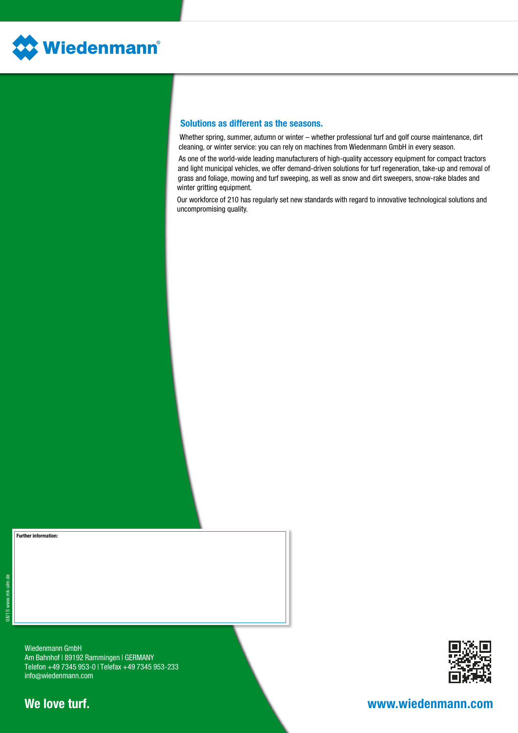Wiedenmann®

## Solutions as different as the seasons.

Whether spring, summer, autumn or winter – whether professional turf and golf course maintenance, dirt cleaning, or winter service: you can rely on machines from Wiedenmann GmbH in every season.

As one of the world-wide leading manufacturers of high-quality accessory equipment for compact tractors and light municipal vehicles, we offer demand-driven solutions for turf regeneration, take-up and removal of grass and foliage, mowing and turf sweeping, as well as snow and dirt sweepers, snow-rake blades and winter gritting equipment.

Our workforce of 210 has regularly set new standards with regard to innovative technological solutions and uncompromising quality.

**Further information:**

08/15 www.mk-ulm.de

Wiedenmann GmbH
Am Bahnhof | 89192 Rammingen | GERMANY
Telefon +49 7345 953-0 | Telefax +49 7345 953-233
info@wiedenmann.com

**We love turf.**

**www.wiedenmann.com**